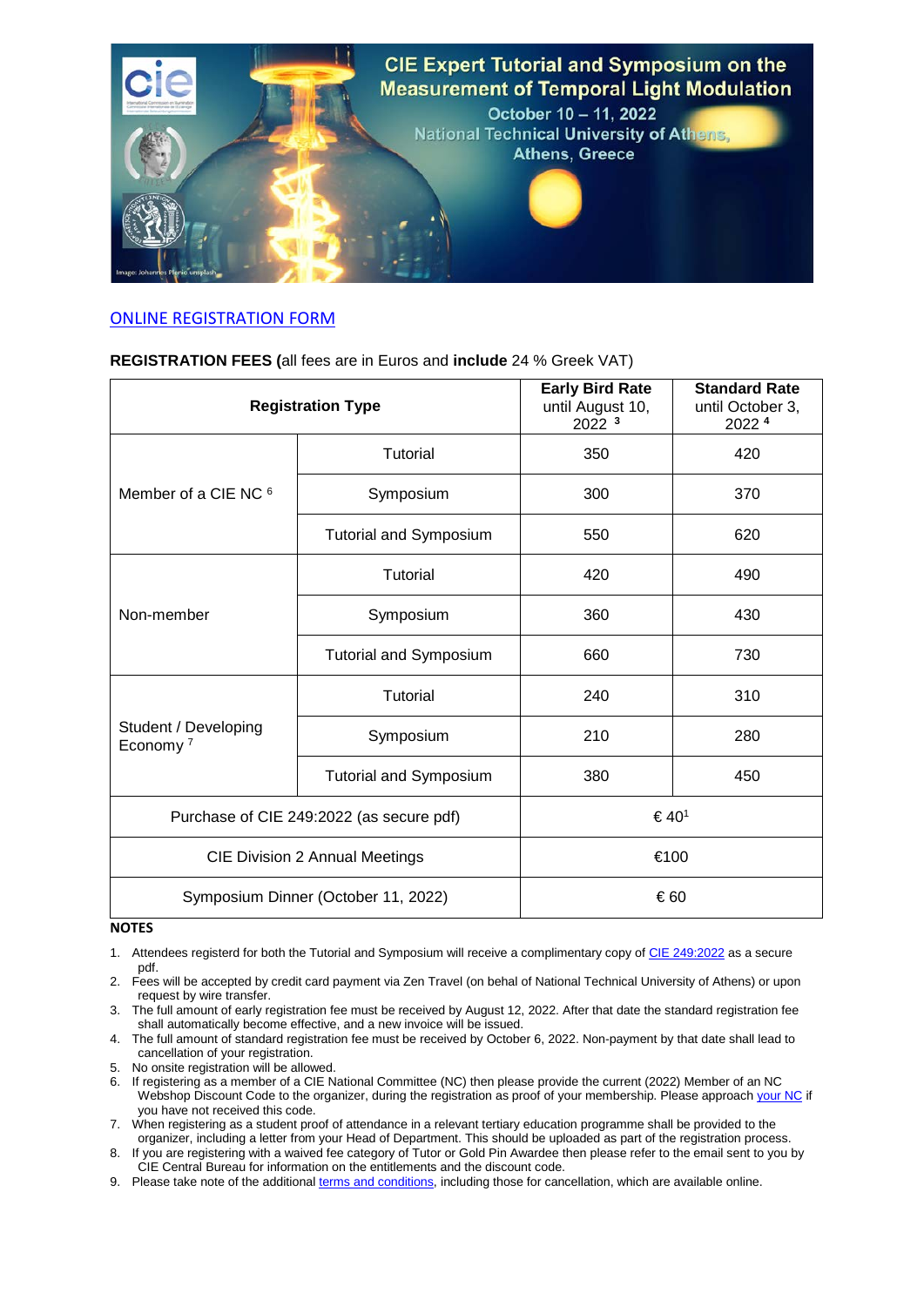# CIE Expert Tutorial and Symposium on the Measurement of Temporal Light Modulation

October 10 – 11, 2022

National Technical University of Athens, Athens, Greece

Image: Johannes Plenio unsplash

ONLINE REGISTRATION FORM

**REGISTRATION FEES (**all fees are in Euros and **include** 24 % Greek VAT)

| **Registration Type** | | **Early Bird Rate** until August 10, 2022 [3] | **Standard Rate** until October 3, 2022 [4] |
|---|---|---|---|
| Member of a CIE NC [6] | Tutorial | 350 | 420 |
| | Symposium | 300 | 370 |
| | Tutorial and Symposium | 550 | 620 |
| Non-member | Tutorial | 420 | 490 |
| | Symposium | 360 | 430 |
| | Tutorial and Symposium | 660 | 730 |
| Student / Developing Economy [7] | Tutorial | 240 | 310 |
| | Symposium | 210 | 280 |
| | Tutorial and Symposium | 380 | 450 |
| Purchase of CIE 249:2022 (as secure pdf) | | € 40[1] | |
| CIE Division 2 Annual Meetings | | €100 | |
| Symposium Dinner (October 11, 2022) | | € 60 | |

**NOTES**

1. Attendees registerd for both the Tutorial and Symposium will receive a complimentary copy of CIE 249:2022 as a secure pdf.
2. Fees will be accepted by credit card payment via Zen Travel (on behal of National Technical University of Athens) or upon request by wire transfer.
3. The full amount of early registration fee must be received by August 12, 2022. After that date the standard registration fee shall automatically become effective, and a new invoice will be issued.
4. The full amount of standard registration fee must be received by October 6, 2022. Non-payment by that date shall lead to cancellation of your registration.
5. No onsite registration will be allowed.
6. If registering as a member of a CIE National Committee (NC) then please provide the current (2022) Member of an NC Webshop Discount Code to the organizer, during the registration as proof of your membership. Please approach your NC if you have not received this code.
7. When registering as a student proof of attendance in a relevant tertiary education programme shall be provided to the organizer, including a letter from your Head of Department. This should be uploaded as part of the registration process.
8. If you are registering with a waived fee category of Tutor or Gold Pin Awardee then please refer to the email sent to you by CIE Central Bureau for information on the entitlements and the discount code.
9. Please take note of the additional terms and conditions, including those for cancellation, which are available online.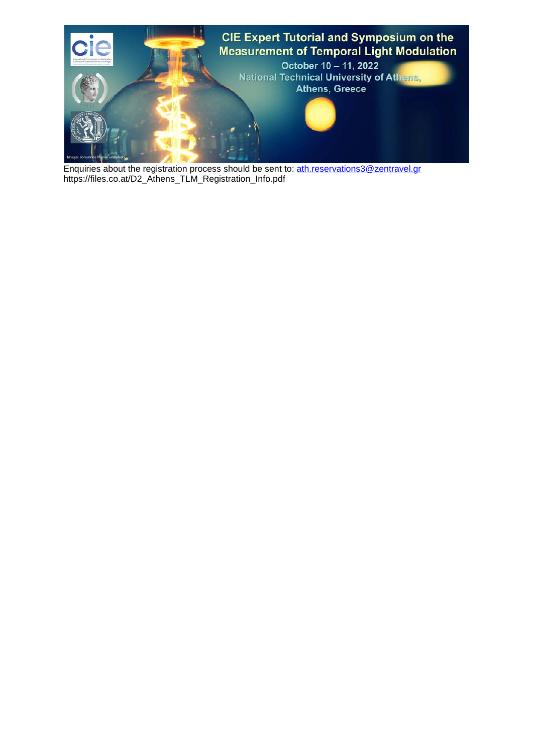CIE Expert Tutorial and Symposium on the Measurement of Temporal Light Modulation

October 10 – 11, 2022

National Technical University of Athens, Athens, Greece

Image: Johannes Plenio unsplash

Enquiries about the registration process should be sent to: ath.reservations3@zentravel.gr

https://files.co.at/D2_Athens_TLM_Registration_Info.pdf